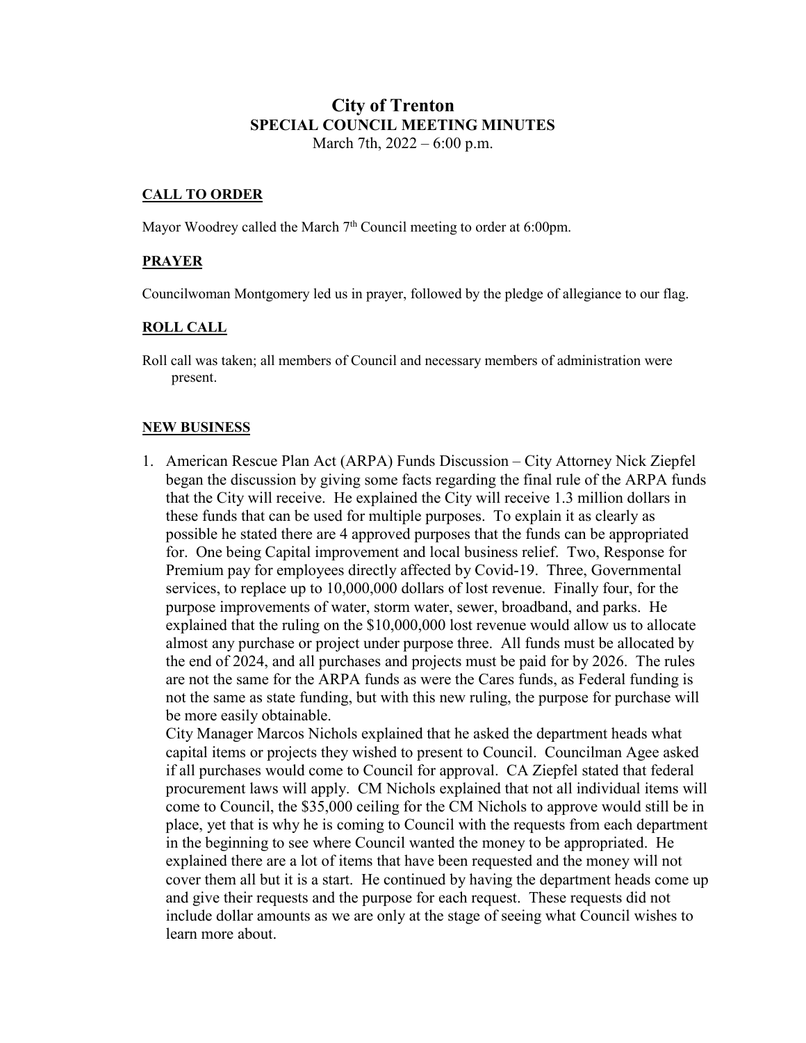# City of Trenton

## SPECIAL COUNCIL MEETING MINUTES

March 7th, 2022 – 6:00 p.m.

### CALL TO ORDER

Mayor Woodrey called the March 7th Council meeting to order at 6:00pm.

### PRAYER

Councilwoman Montgomery led us in prayer, followed by the pledge of allegiance to our flag.

### ROLL CALL

Roll call was taken; all members of Council and necessary members of administration were present.

### NEW BUSINESS

1. American Rescue Plan Act (ARPA) Funds Discussion – City Attorney Nick Ziepfel began the discussion by giving some facts regarding the final rule of the ARPA funds that the City will receive. He explained the City will receive 1.3 million dollars in these funds that can be used for multiple purposes. To explain it as clearly as possible he stated there are 4 approved purposes that the funds can be appropriated for. One being Capital improvement and local business relief. Two, Response for Premium pay for employees directly affected by Covid-19. Three, Governmental services, to replace up to 10,000,000 dollars of lost revenue. Finally four, for the purpose improvements of water, storm water, sewer, broadband, and parks. He explained that the ruling on the $10,000,000 lost revenue would allow us to allocate almost any purchase or project under purpose three. All funds must be allocated by the end of 2024, and all purchases and projects must be paid for by 2026. The rules are not the same for the ARPA funds as were the Cares funds, as Federal funding is not the same as state funding, but with this new ruling, the purpose for purchase will be more easily obtainable.

   City Manager Marcos Nichols explained that he asked the department heads what capital items or projects they wished to present to Council. Councilman Agee asked if all purchases would come to Council for approval. CA Ziepfel stated that federal procurement laws will apply. CM Nichols explained that not all individual items will come to Council, the $35,000 ceiling for the CM Nichols to approve would still be in place, yet that is why he is coming to Council with the requests from each department in the beginning to see where Council wanted the money to be appropriated. He explained there are a lot of items that have been requested and the money will not cover them all but it is a start. He continued by having the department heads come up and give their requests and the purpose for each request. These requests did not include dollar amounts as we are only at the stage of seeing what Council wishes to learn more about.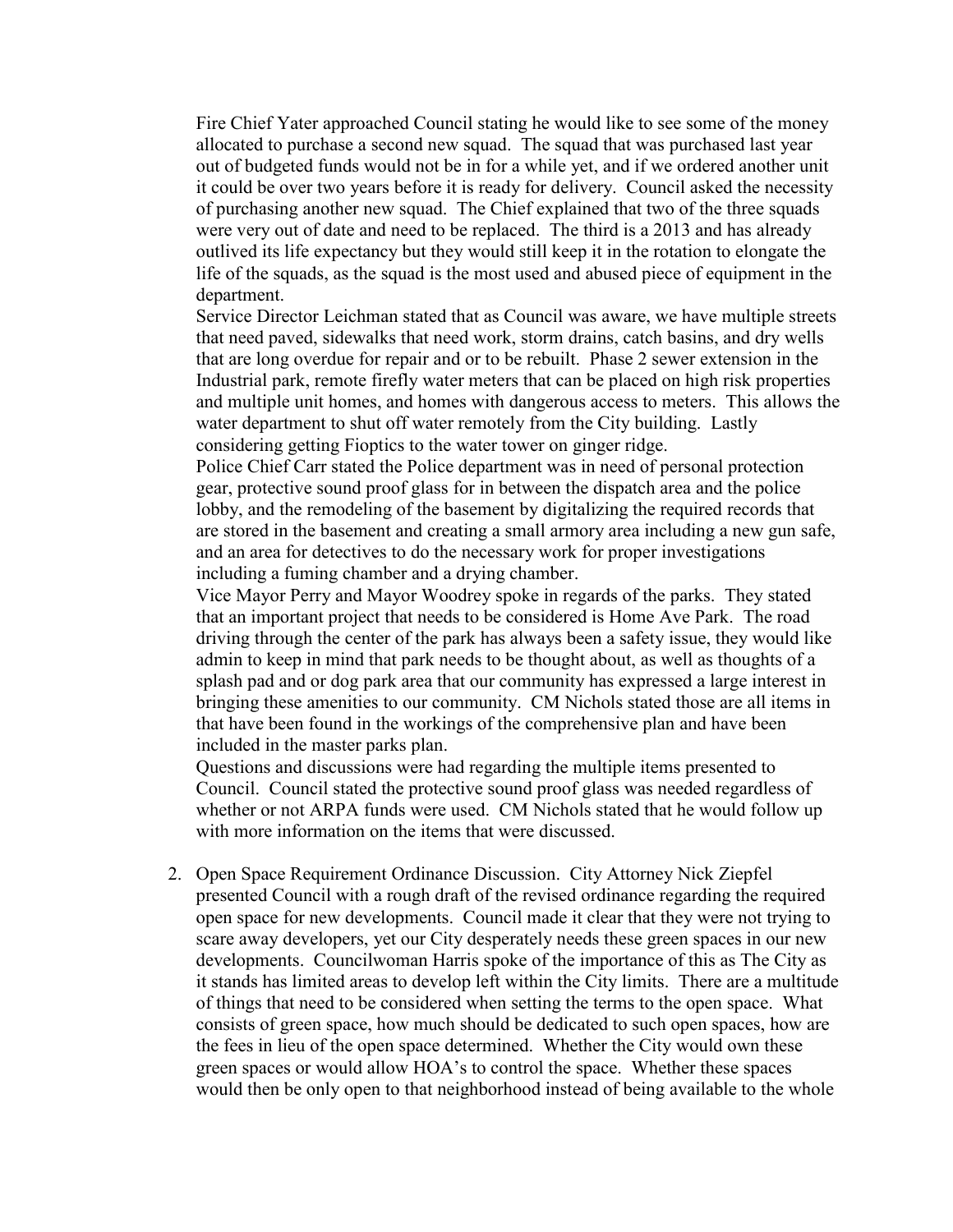Fire Chief Yater approached Council stating he would like to see some of the money allocated to purchase a second new squad. The squad that was purchased last year out of budgeted funds would not be in for a while yet, and if we ordered another unit it could be over two years before it is ready for delivery. Council asked the necessity of purchasing another new squad. The Chief explained that two of the three squads were very out of date and need to be replaced. The third is a 2013 and has already outlived its life expectancy but they would still keep it in the rotation to elongate the life of the squads, as the squad is the most used and abused piece of equipment in the department.

Service Director Leichman stated that as Council was aware, we have multiple streets that need paved, sidewalks that need work, storm drains, catch basins, and dry wells that are long overdue for repair and or to be rebuilt. Phase 2 sewer extension in the Industrial park, remote firefly water meters that can be placed on high risk properties and multiple unit homes, and homes with dangerous access to meters. This allows the water department to shut off water remotely from the City building. Lastly considering getting Fioptics to the water tower on ginger ridge.

Police Chief Carr stated the Police department was in need of personal protection gear, protective sound proof glass for in between the dispatch area and the police lobby, and the remodeling of the basement by digitalizing the required records that are stored in the basement and creating a small armory area including a new gun safe, and an area for detectives to do the necessary work for proper investigations including a fuming chamber and a drying chamber.

Vice Mayor Perry and Mayor Woodrey spoke in regards of the parks. They stated that an important project that needs to be considered is Home Ave Park. The road driving through the center of the park has always been a safety issue, they would like admin to keep in mind that park needs to be thought about, as well as thoughts of a splash pad and or dog park area that our community has expressed a large interest in bringing these amenities to our community. CM Nichols stated those are all items in that have been found in the workings of the comprehensive plan and have been included in the master parks plan.

Questions and discussions were had regarding the multiple items presented to Council. Council stated the protective sound proof glass was needed regardless of whether or not ARPA funds were used. CM Nichols stated that he would follow up with more information on the items that were discussed.

2. Open Space Requirement Ordinance Discussion. City Attorney Nick Ziepfel presented Council with a rough draft of the revised ordinance regarding the required open space for new developments. Council made it clear that they were not trying to scare away developers, yet our City desperately needs these green spaces in our new developments. Councilwoman Harris spoke of the importance of this as The City as it stands has limited areas to develop left within the City limits. There are a multitude of things that need to be considered when setting the terms to the open space. What consists of green space, how much should be dedicated to such open spaces, how are the fees in lieu of the open space determined. Whether the City would own these green spaces or would allow HOA's to control the space. Whether these spaces would then be only open to that neighborhood instead of being available to the whole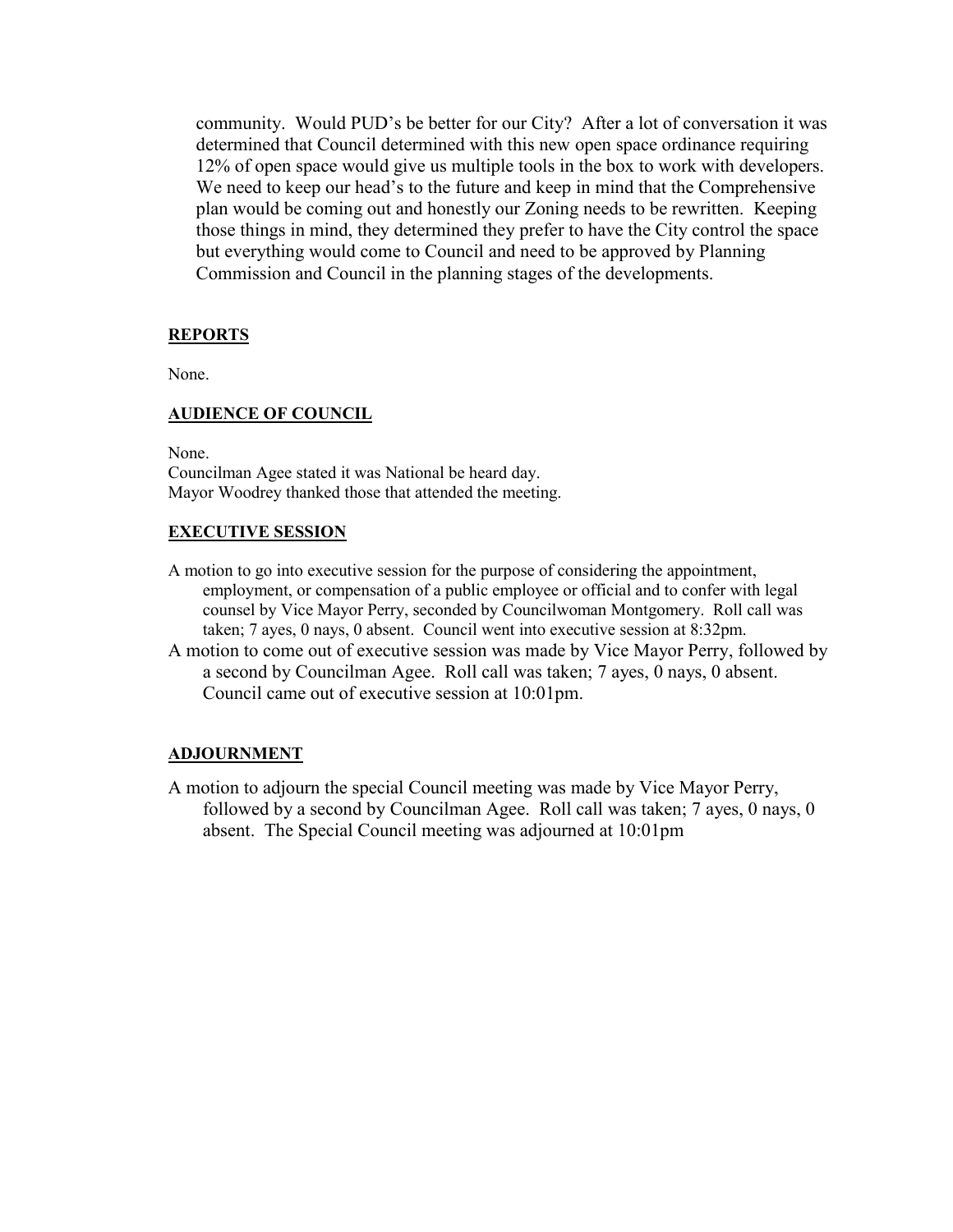community. Would PUD's be better for our City? After a lot of conversation it was determined that Council determined with this new open space ordinance requiring 12% of open space would give us multiple tools in the box to work with developers. We need to keep our head's to the future and keep in mind that the Comprehensive plan would be coming out and honestly our Zoning needs to be rewritten. Keeping those things in mind, they determined they prefer to have the City control the space but everything would come to Council and need to be approved by Planning Commission and Council in the planning stages of the developments.

## REPORTS

None.

## AUDIENCE OF COUNCIL

None.
Councilman Agee stated it was National be heard day.
Mayor Woodrey thanked those that attended the meeting.

## EXECUTIVE SESSION

A motion to go into executive session for the purpose of considering the appointment, employment, or compensation of a public employee or official and to confer with legal counsel by Vice Mayor Perry, seconded by Councilwoman Montgomery. Roll call was taken; 7 ayes, 0 nays, 0 absent. Council went into executive session at 8:32pm.

A motion to come out of executive session was made by Vice Mayor Perry, followed by a second by Councilman Agee. Roll call was taken; 7 ayes, 0 nays, 0 absent. Council came out of executive session at 10:01pm.

## ADJOURNMENT

A motion to adjourn the special Council meeting was made by Vice Mayor Perry, followed by a second by Councilman Agee. Roll call was taken; 7 ayes, 0 nays, 0 absent. The Special Council meeting was adjourned at 10:01pm